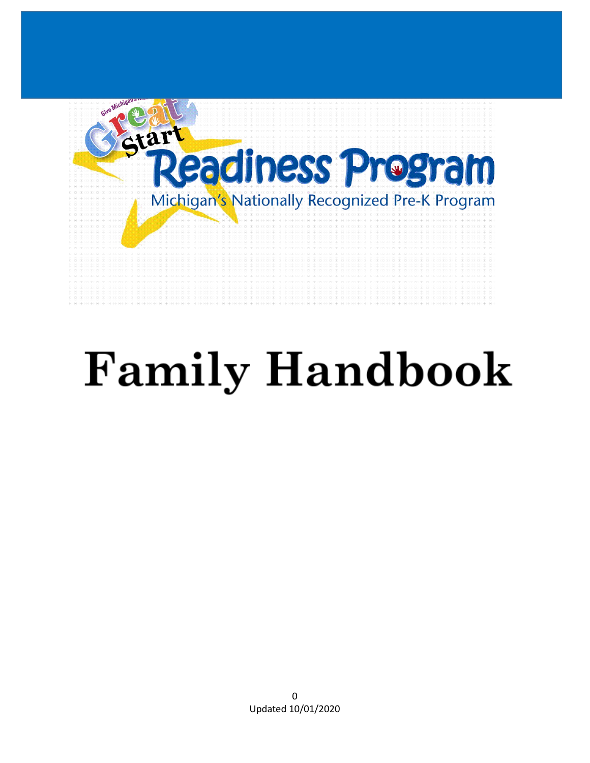Give Michigan's Kids a Great Start

# Readiness Program

Michigan's Nationally Recognized Pre-K Program

# Family Handbook

Updated 10/01/2020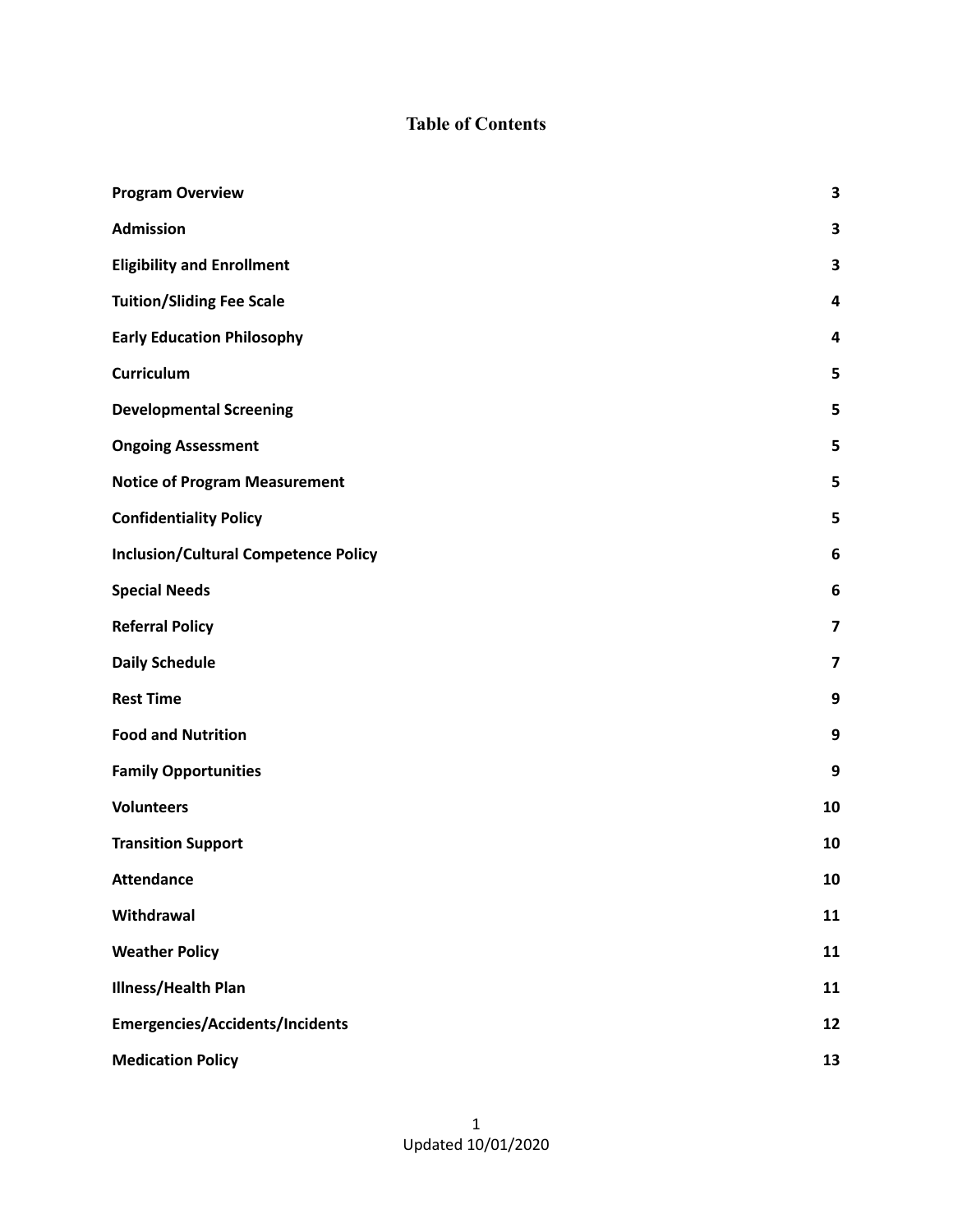## Table of Contents

| | |
|---|---|
| **Program Overview** | **3** |
| **Admission** | **3** |
| **Eligibility and Enrollment** | **3** |
| **Tuition/Sliding Fee Scale** | **4** |
| **Early Education Philosophy** | **4** |
| **Curriculum** | **5** |
| **Developmental Screening** | **5** |
| **Ongoing Assessment** | **5** |
| **Notice of Program Measurement** | **5** |
| **Confidentiality Policy** | **5** |
| **Inclusion/Cultural Competence Policy** | **6** |
| **Special Needs** | **6** |
| **Referral Policy** | **7** |
| **Daily Schedule** | **7** |
| **Rest Time** | **9** |
| **Food and Nutrition** | **9** |
| **Family Opportunities** | **9** |
| **Volunteers** | **10** |
| **Transition Support** | **10** |
| **Attendance** | **10** |
| **Withdrawal** | **11** |
| **Weather Policy** | **11** |
| **Illness/Health Plan** | **11** |
| **Emergencies/Accidents/Incidents** | **12** |
| **Medication Policy** | **13** |

Updated 10/01/2020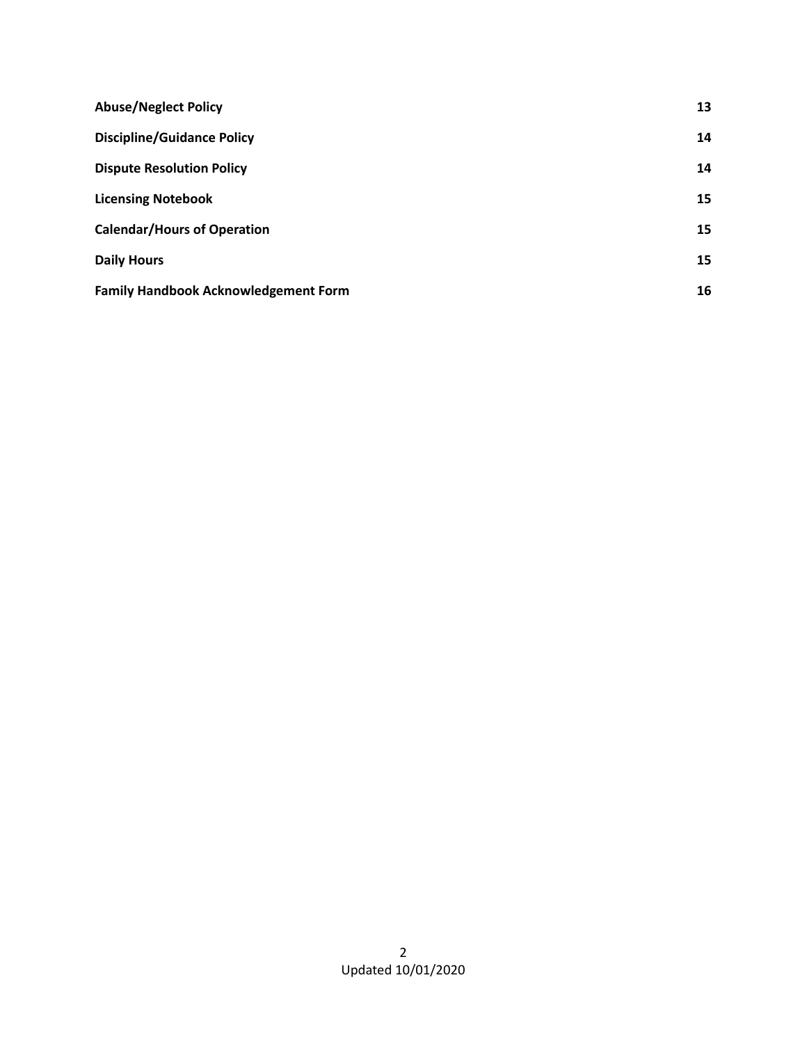| | |
|---|---|
| **Abuse/Neglect Policy** | **13** |
| **Discipline/Guidance Policy** | **14** |
| **Dispute Resolution Policy** | **14** |
| **Licensing Notebook** | **15** |
| **Calendar/Hours of Operation** | **15** |
| **Daily Hours** | **15** |
| **Family Handbook Acknowledgement Form** | **16** |

Updated 10/01/2020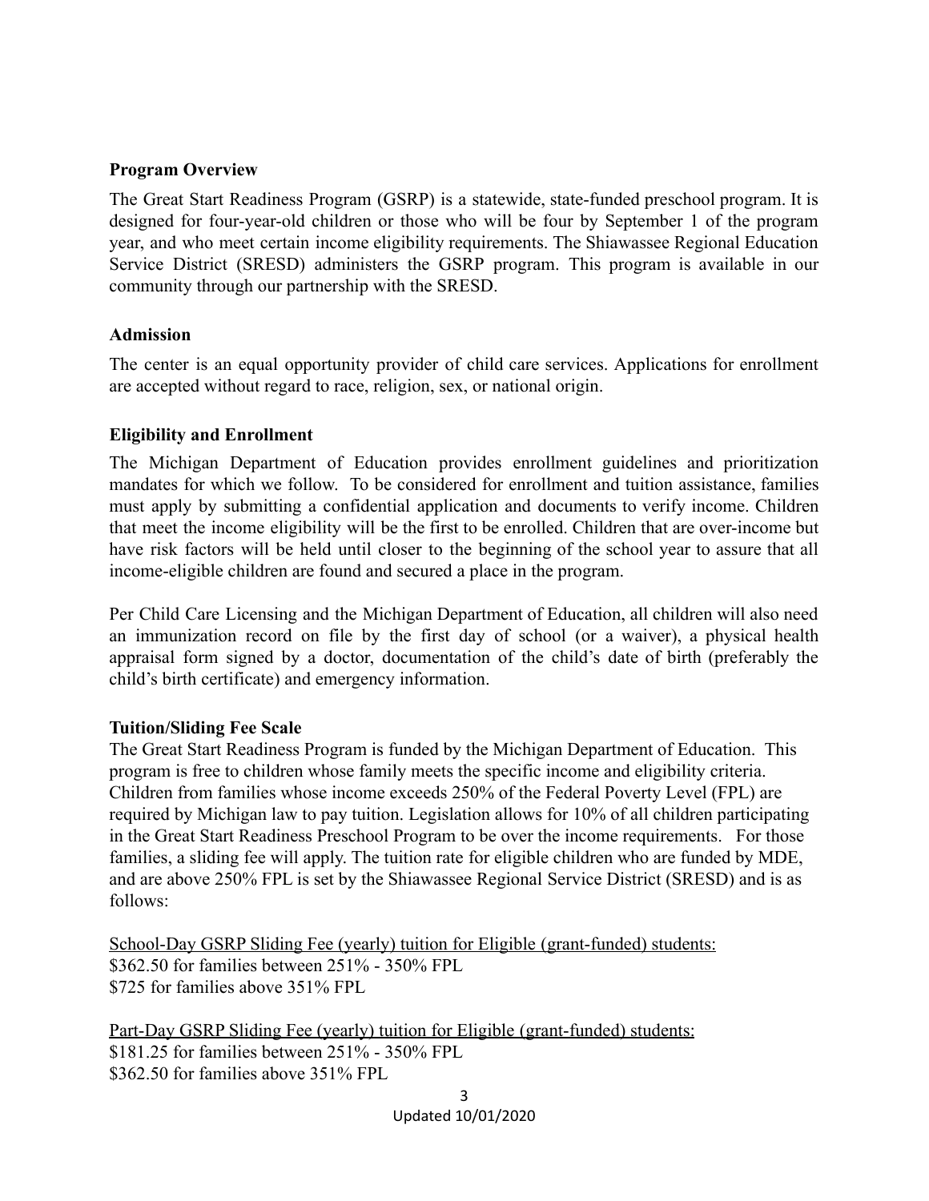### Program Overview

The Great Start Readiness Program (GSRP) is a statewide, state-funded preschool program. It is designed for four-year-old children or those who will be four by September 1 of the program year, and who meet certain income eligibility requirements. The Shiawassee Regional Education Service District (SRESD) administers the GSRP program. This program is available in our community through our partnership with the SRESD.

### Admission

The center is an equal opportunity provider of child care services. Applications for enrollment are accepted without regard to race, religion, sex, or national origin.

### Eligibility and Enrollment

The Michigan Department of Education provides enrollment guidelines and prioritization mandates for which we follow. To be considered for enrollment and tuition assistance, families must apply by submitting a confidential application and documents to verify income. Children that meet the income eligibility will be the first to be enrolled. Children that are over-income but have risk factors will be held until closer to the beginning of the school year to assure that all income-eligible children are found and secured a place in the program.

Per Child Care Licensing and the Michigan Department of Education, all children will also need an immunization record on file by the first day of school (or a waiver), a physical health appraisal form signed by a doctor, documentation of the child's date of birth (preferably the child's birth certificate) and emergency information.

### Tuition/Sliding Fee Scale

The Great Start Readiness Program is funded by the Michigan Department of Education. This program is free to children whose family meets the specific income and eligibility criteria. Children from families whose income exceeds 250% of the Federal Poverty Level (FPL) are required by Michigan law to pay tuition. Legislation allows for 10% of all children participating in the Great Start Readiness Preschool Program to be over the income requirements. For those families, a sliding fee will apply. The tuition rate for eligible children who are funded by MDE, and are above 250% FPL is set by the Shiawassee Regional Service District (SRESD) and is as follows:

School-Day GSRP Sliding Fee (yearly) tuition for Eligible (grant-funded) students:
$362.50 for families between 251% - 350% FPL
$725 for families above 351% FPL

Part-Day GSRP Sliding Fee (yearly) tuition for Eligible (grant-funded) students:
$181.25 for families between 251% - 350% FPL
$362.50 for families above 351% FPL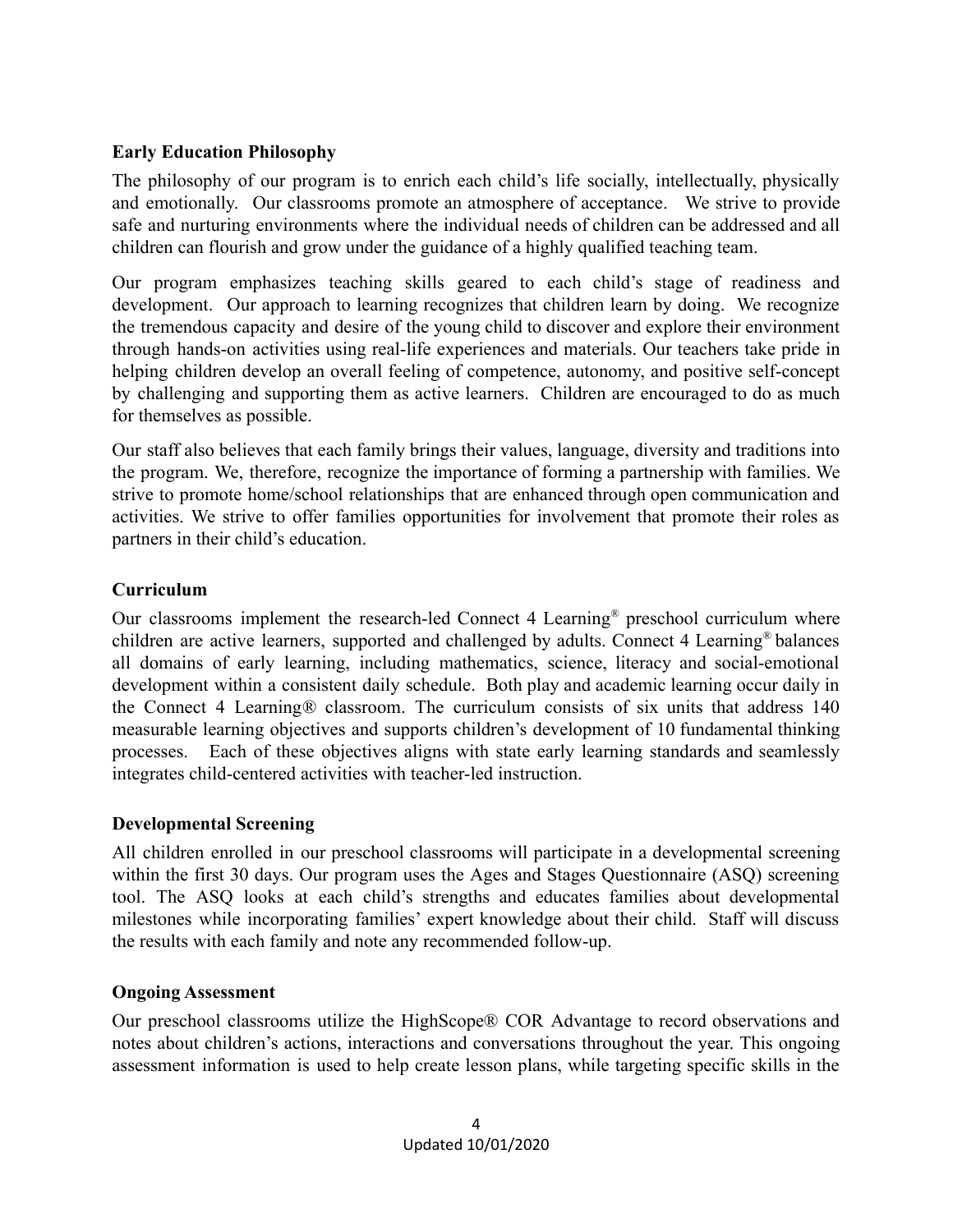**Early Education Philosophy**

The philosophy of our program is to enrich each child's life socially, intellectually, physically and emotionally. Our classrooms promote an atmosphere of acceptance. We strive to provide safe and nurturing environments where the individual needs of children can be addressed and all children can flourish and grow under the guidance of a highly qualified teaching team.

Our program emphasizes teaching skills geared to each child's stage of readiness and development. Our approach to learning recognizes that children learn by doing. We recognize the tremendous capacity and desire of the young child to discover and explore their environment through hands-on activities using real-life experiences and materials. Our teachers take pride in helping children develop an overall feeling of competence, autonomy, and positive self-concept by challenging and supporting them as active learners. Children are encouraged to do as much for themselves as possible.

Our staff also believes that each family brings their values, language, diversity and traditions into the program. We, therefore, recognize the importance of forming a partnership with families. We strive to promote home/school relationships that are enhanced through open communication and activities. We strive to offer families opportunities for involvement that promote their roles as partners in their child's education.

**Curriculum**

Our classrooms implement the research-led Connect 4 Learning® preschool curriculum where children are active learners, supported and challenged by adults. Connect 4 Learning® balances all domains of early learning, including mathematics, science, literacy and social-emotional development within a consistent daily schedule. Both play and academic learning occur daily in the Connect 4 Learning® classroom. The curriculum consists of six units that address 140 measurable learning objectives and supports children's development of 10 fundamental thinking processes. Each of these objectives aligns with state early learning standards and seamlessly integrates child-centered activities with teacher-led instruction.

**Developmental Screening**

All children enrolled in our preschool classrooms will participate in a developmental screening within the first 30 days. Our program uses the Ages and Stages Questionnaire (ASQ) screening tool. The ASQ looks at each child's strengths and educates families about developmental milestones while incorporating families' expert knowledge about their child. Staff will discuss the results with each family and note any recommended follow-up.

**Ongoing Assessment**

Our preschool classrooms utilize the HighScope® COR Advantage to record observations and notes about children's actions, interactions and conversations throughout the year. This ongoing assessment information is used to help create lesson plans, while targeting specific skills in the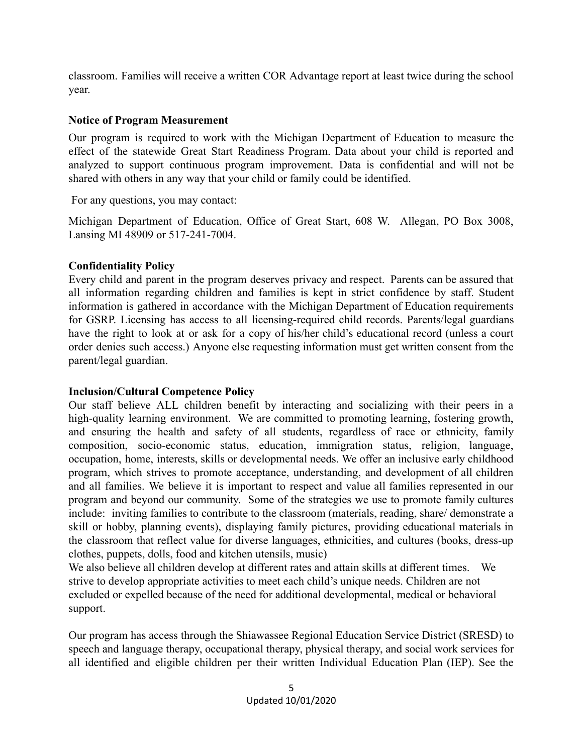classroom. Families will receive a written COR Advantage report at least twice during the school year.

**Notice of Program Measurement**

Our program is required to work with the Michigan Department of Education to measure the effect of the statewide Great Start Readiness Program. Data about your child is reported and analyzed to support continuous program improvement. Data is confidential and will not be shared with others in any way that your child or family could be identified.

For any questions, you may contact:

Michigan Department of Education, Office of Great Start, 608 W. Allegan, PO Box 3008, Lansing MI 48909 or 517-241-7004.

**Confidentiality Policy**

Every child and parent in the program deserves privacy and respect. Parents can be assured that all information regarding children and families is kept in strict confidence by staff. Student information is gathered in accordance with the Michigan Department of Education requirements for GSRP. Licensing has access to all licensing-required child records. Parents/legal guardians have the right to look at or ask for a copy of his/her child's educational record (unless a court order denies such access.) Anyone else requesting information must get written consent from the parent/legal guardian.

**Inclusion/Cultural Competence Policy**

Our staff believe ALL children benefit by interacting and socializing with their peers in a high-quality learning environment. We are committed to promoting learning, fostering growth, and ensuring the health and safety of all students, regardless of race or ethnicity, family composition, socio-economic status, education, immigration status, religion, language, occupation, home, interests, skills or developmental needs. We offer an inclusive early childhood program, which strives to promote acceptance, understanding, and development of all children and all families. We believe it is important to respect and value all families represented in our program and beyond our community. Some of the strategies we use to promote family cultures include: inviting families to contribute to the classroom (materials, reading, share/ demonstrate a skill or hobby, planning events), displaying family pictures, providing educational materials in the classroom that reflect value for diverse languages, ethnicities, and cultures (books, dress-up clothes, puppets, dolls, food and kitchen utensils, music)

We also believe all children develop at different rates and attain skills at different times. We strive to develop appropriate activities to meet each child's unique needs. Children are not excluded or expelled because of the need for additional developmental, medical or behavioral support.

Our program has access through the Shiawassee Regional Education Service District (SRESD) to speech and language therapy, occupational therapy, physical therapy, and social work services for all identified and eligible children per their written Individual Education Plan (IEP). See the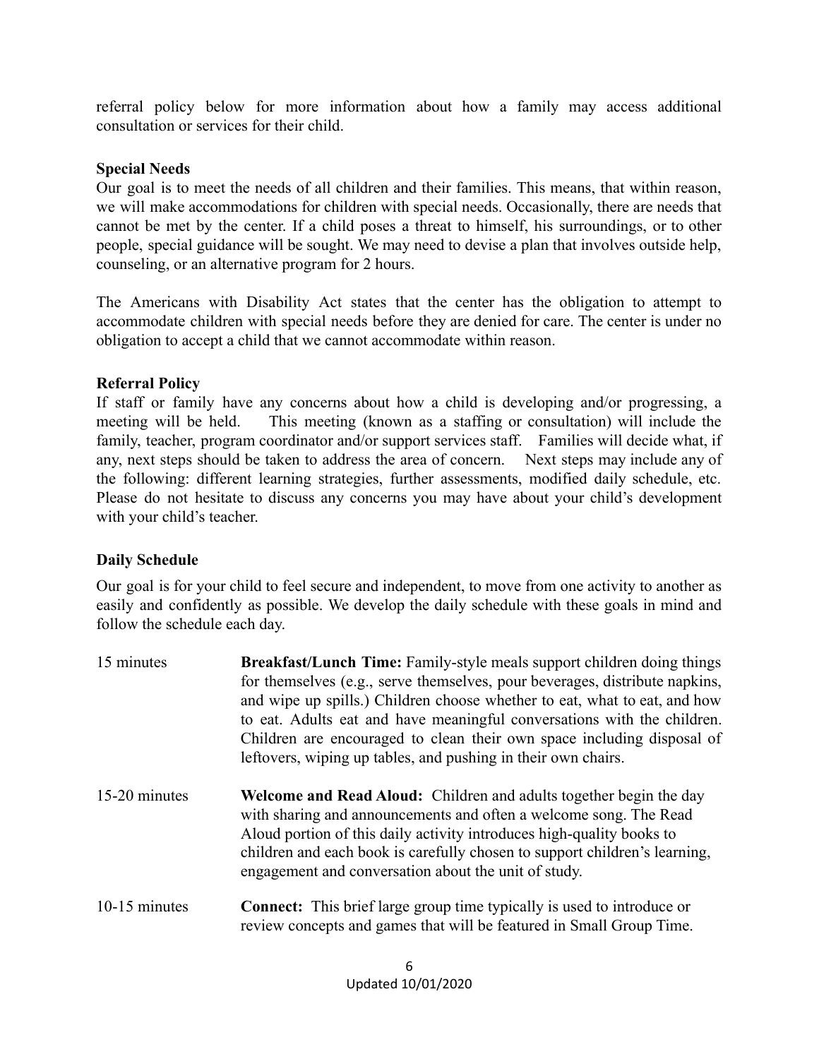referral policy below for more information about how a family may access additional consultation or services for their child.

**Special Needs**

Our goal is to meet the needs of all children and their families. This means, that within reason, we will make accommodations for children with special needs. Occasionally, there are needs that cannot be met by the center. If a child poses a threat to himself, his surroundings, or to other people, special guidance will be sought. We may need to devise a plan that involves outside help, counseling, or an alternative program for 2 hours.

The Americans with Disability Act states that the center has the obligation to attempt to accommodate children with special needs before they are denied for care. The center is under no obligation to accept a child that we cannot accommodate within reason.

**Referral Policy**

If staff or family have any concerns about how a child is developing and/or progressing, a meeting will be held. This meeting (known as a staffing or consultation) will include the family, teacher, program coordinator and/or support services staff. Families will decide what, if any, next steps should be taken to address the area of concern. Next steps may include any of the following: different learning strategies, further assessments, modified daily schedule, etc. Please do not hesitate to discuss any concerns you may have about your child's development with your child's teacher.

**Daily Schedule**

Our goal is for your child to feel secure and independent, to move from one activity to another as easily and confidently as possible. We develop the daily schedule with these goals in mind and follow the schedule each day.

| | |
|---|---|
| 15 minutes | **Breakfast/Lunch Time:** Family-style meals support children doing things for themselves (e.g., serve themselves, pour beverages, distribute napkins, and wipe up spills.) Children choose whether to eat, what to eat, and how to eat. Adults eat and have meaningful conversations with the children. Children are encouraged to clean their own space including disposal of leftovers, wiping up tables, and pushing in their own chairs. |
| 15-20 minutes | **Welcome and Read Aloud:** Children and adults together begin the day with sharing and announcements and often a welcome song. The Read Aloud portion of this daily activity introduces high-quality books to children and each book is carefully chosen to support children's learning, engagement and conversation about the unit of study. |
| 10-15 minutes | **Connect:** This brief large group time typically is used to introduce or review concepts and games that will be featured in Small Group Time. |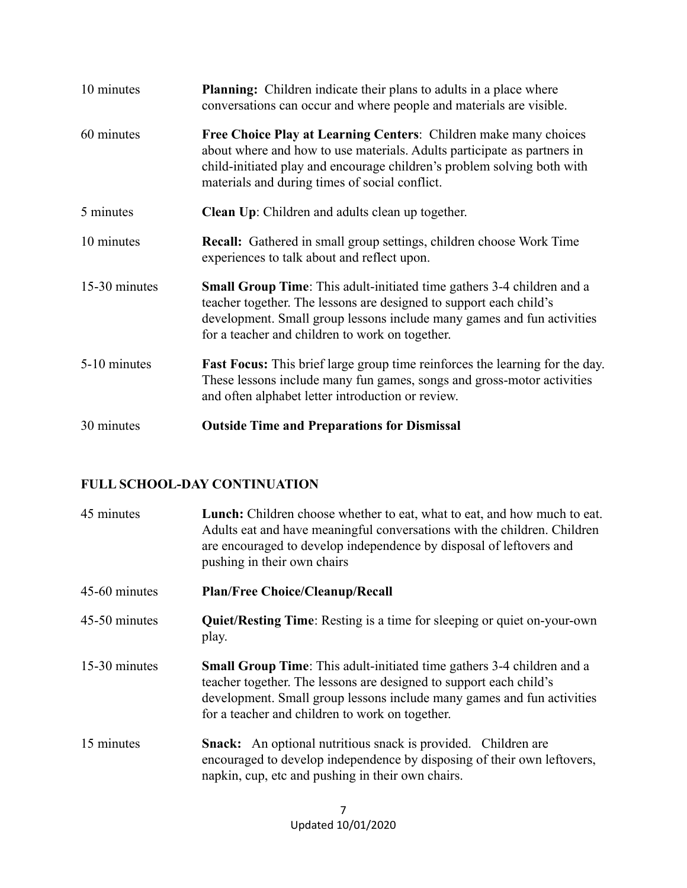| | |
|---|---|
| 10 minutes | **Planning:** Children indicate their plans to adults in a place where conversations can occur and where people and materials are visible. |
| 60 minutes | **Free Choice Play at Learning Centers**: Children make many choices about where and how to use materials. Adults participate as partners in child-initiated play and encourage children's problem solving both with materials and during times of social conflict. |
| 5 minutes | **Clean Up**: Children and adults clean up together. |
| 10 minutes | **Recall:** Gathered in small group settings, children choose Work Time experiences to talk about and reflect upon. |
| 15-30 minutes | **Small Group Time**: This adult-initiated time gathers 3-4 children and a teacher together. The lessons are designed to support each child's development. Small group lessons include many games and fun activities for a teacher and children to work on together. |
| 5-10 minutes | **Fast Focus:** This brief large group time reinforces the learning for the day. These lessons include many fun games, songs and gross-motor activities and often alphabet letter introduction or review. |
| 30 minutes | **Outside Time and Preparations for Dismissal** |

### FULL SCHOOL-DAY CONTINUATION

| | |
|---|---|
| 45 minutes | **Lunch:** Children choose whether to eat, what to eat, and how much to eat. Adults eat and have meaningful conversations with the children. Children are encouraged to develop independence by disposal of leftovers and pushing in their own chairs |
| 45-60 minutes | **Plan/Free Choice/Cleanup/Recall** |
| 45-50 minutes | **Quiet/Resting Time**: Resting is a time for sleeping or quiet on-your-own play. |
| 15-30 minutes | **Small Group Time**: This adult-initiated time gathers 3-4 children and a teacher together. The lessons are designed to support each child's development. Small group lessons include many games and fun activities for a teacher and children to work on together. |
| 15 minutes | **Snack:** An optional nutritious snack is provided. Children are encouraged to develop independence by disposing of their own leftovers, napkin, cup, etc and pushing in their own chairs. |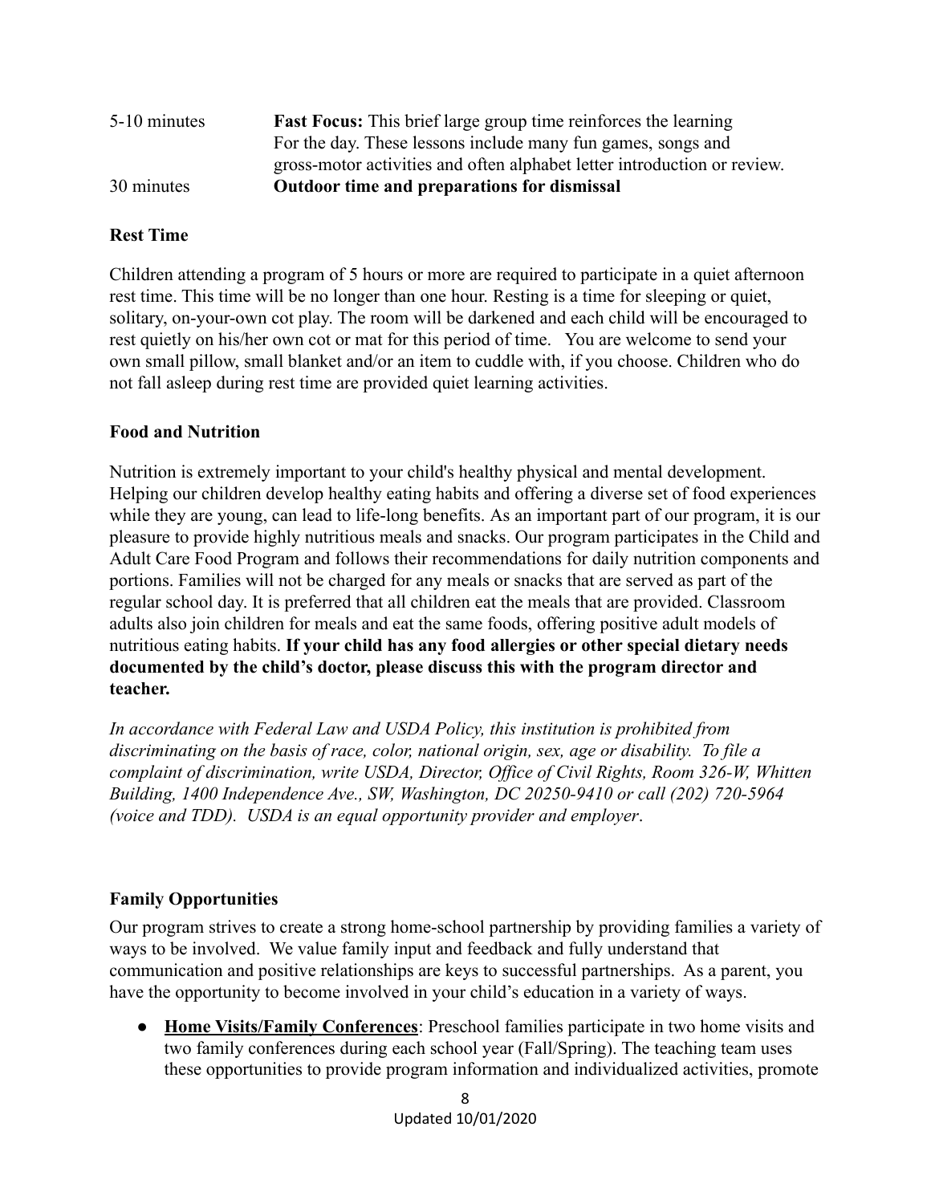| | |
|---|---|
| 5-10 minutes | **Fast Focus:** This brief large group time reinforces the learning For the day. These lessons include many fun games, songs and gross-motor activities and often alphabet letter introduction or review. |
| 30 minutes | **Outdoor time and preparations for dismissal** |

**Rest Time**

Children attending a program of 5 hours or more are required to participate in a quiet afternoon rest time. This time will be no longer than one hour. Resting is a time for sleeping or quiet, solitary, on-your-own cot play. The room will be darkened and each child will be encouraged to rest quietly on his/her own cot or mat for this period of time. You are welcome to send your own small pillow, small blanket and/or an item to cuddle with, if you choose. Children who do not fall asleep during rest time are provided quiet learning activities.

**Food and Nutrition**

Nutrition is extremely important to your child's healthy physical and mental development. Helping our children develop healthy eating habits and offering a diverse set of food experiences while they are young, can lead to life-long benefits. As an important part of our program, it is our pleasure to provide highly nutritious meals and snacks. Our program participates in the Child and Adult Care Food Program and follows their recommendations for daily nutrition components and portions. Families will not be charged for any meals or snacks that are served as part of the regular school day. It is preferred that all children eat the meals that are provided. Classroom adults also join children for meals and eat the same foods, offering positive adult models of nutritious eating habits. **If your child has any food allergies or other special dietary needs documented by the child's doctor, please discuss this with the program director and teacher.**

*In accordance with Federal Law and USDA Policy, this institution is prohibited from discriminating on the basis of race, color, national origin, sex, age or disability. To file a complaint of discrimination, write USDA, Director, Office of Civil Rights, Room 326-W, Whitten Building, 1400 Independence Ave., SW, Washington, DC 20250-9410 or call (202) 720-5964 (voice and TDD). USDA is an equal opportunity provider and employer*.

**Family Opportunities**

Our program strives to create a strong home-school partnership by providing families a variety of ways to be involved. We value family input and feedback and fully understand that communication and positive relationships are keys to successful partnerships. As a parent, you have the opportunity to become involved in your child's education in a variety of ways.

- **Home Visits/Family Conferences**: Preschool families participate in two home visits and two family conferences during each school year (Fall/Spring). The teaching team uses these opportunities to provide program information and individualized activities, promote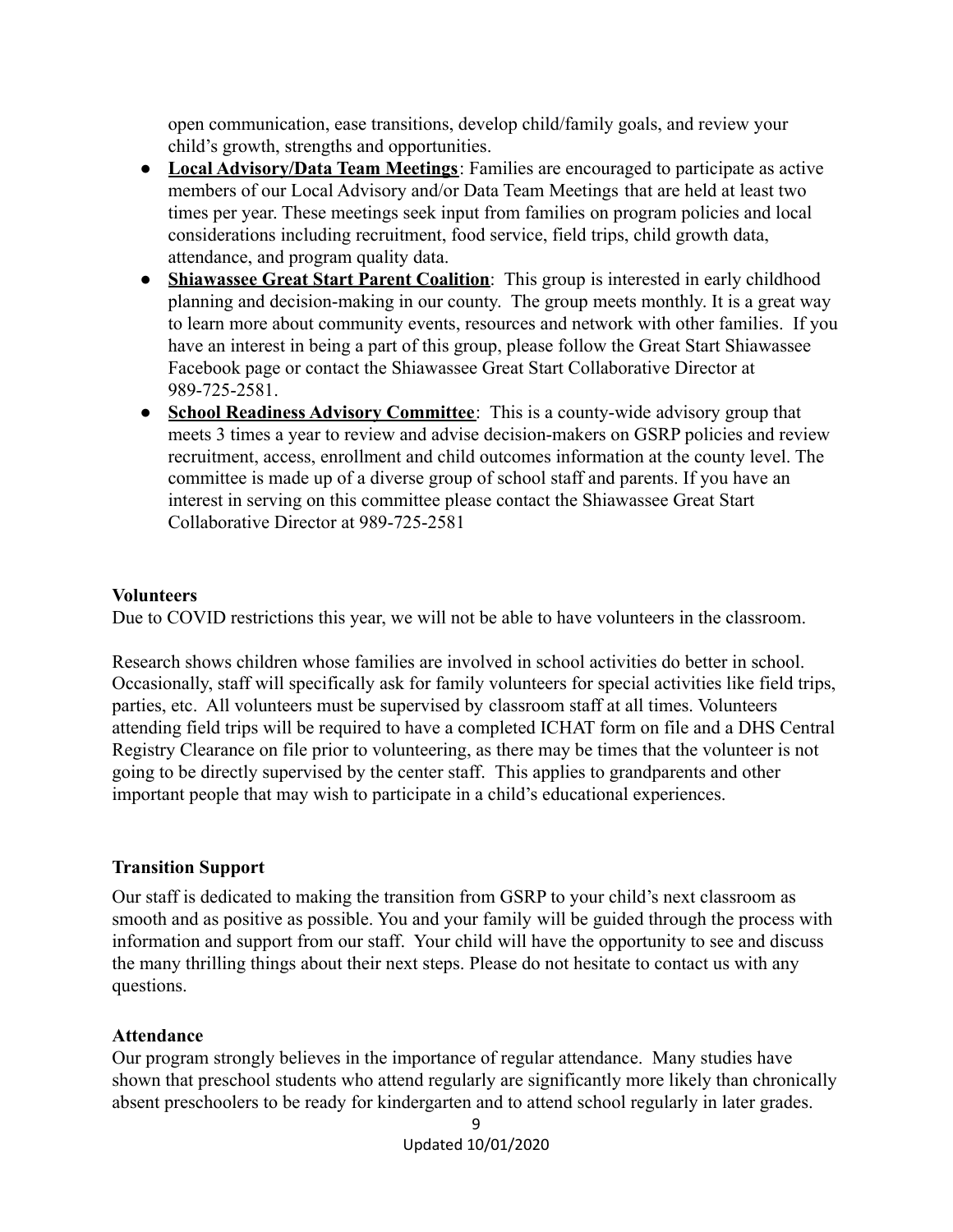open communication, ease transitions, develop child/family goals, and review your child's growth, strengths and opportunities.

- **Local Advisory/Data Team Meetings**: Families are encouraged to participate as active members of our Local Advisory and/or Data Team Meetings that are held at least two times per year. These meetings seek input from families on program policies and local considerations including recruitment, food service, field trips, child growth data, attendance, and program quality data.
- **Shiawassee Great Start Parent Coalition**: This group is interested in early childhood planning and decision-making in our county. The group meets monthly. It is a great way to learn more about community events, resources and network with other families. If you have an interest in being a part of this group, please follow the Great Start Shiawassee Facebook page or contact the Shiawassee Great Start Collaborative Director at 989-725-2581.
- **School Readiness Advisory Committee**: This is a county-wide advisory group that meets 3 times a year to review and advise decision-makers on GSRP policies and review recruitment, access, enrollment and child outcomes information at the county level. The committee is made up of a diverse group of school staff and parents. If you have an interest in serving on this committee please contact the Shiawassee Great Start Collaborative Director at 989-725-2581

**Volunteers**

Due to COVID restrictions this year, we will not be able to have volunteers in the classroom.

Research shows children whose families are involved in school activities do better in school. Occasionally, staff will specifically ask for family volunteers for special activities like field trips, parties, etc. All volunteers must be supervised by classroom staff at all times. Volunteers attending field trips will be required to have a completed ICHAT form on file and a DHS Central Registry Clearance on file prior to volunteering, as there may be times that the volunteer is not going to be directly supervised by the center staff. This applies to grandparents and other important people that may wish to participate in a child's educational experiences.

**Transition Support**

Our staff is dedicated to making the transition from GSRP to your child's next classroom as smooth and as positive as possible. You and your family will be guided through the process with information and support from our staff. Your child will have the opportunity to see and discuss the many thrilling things about their next steps. Please do not hesitate to contact us with any questions.

**Attendance**

Our program strongly believes in the importance of regular attendance. Many studies have shown that preschool students who attend regularly are significantly more likely than chronically absent preschoolers to be ready for kindergarten and to attend school regularly in later grades.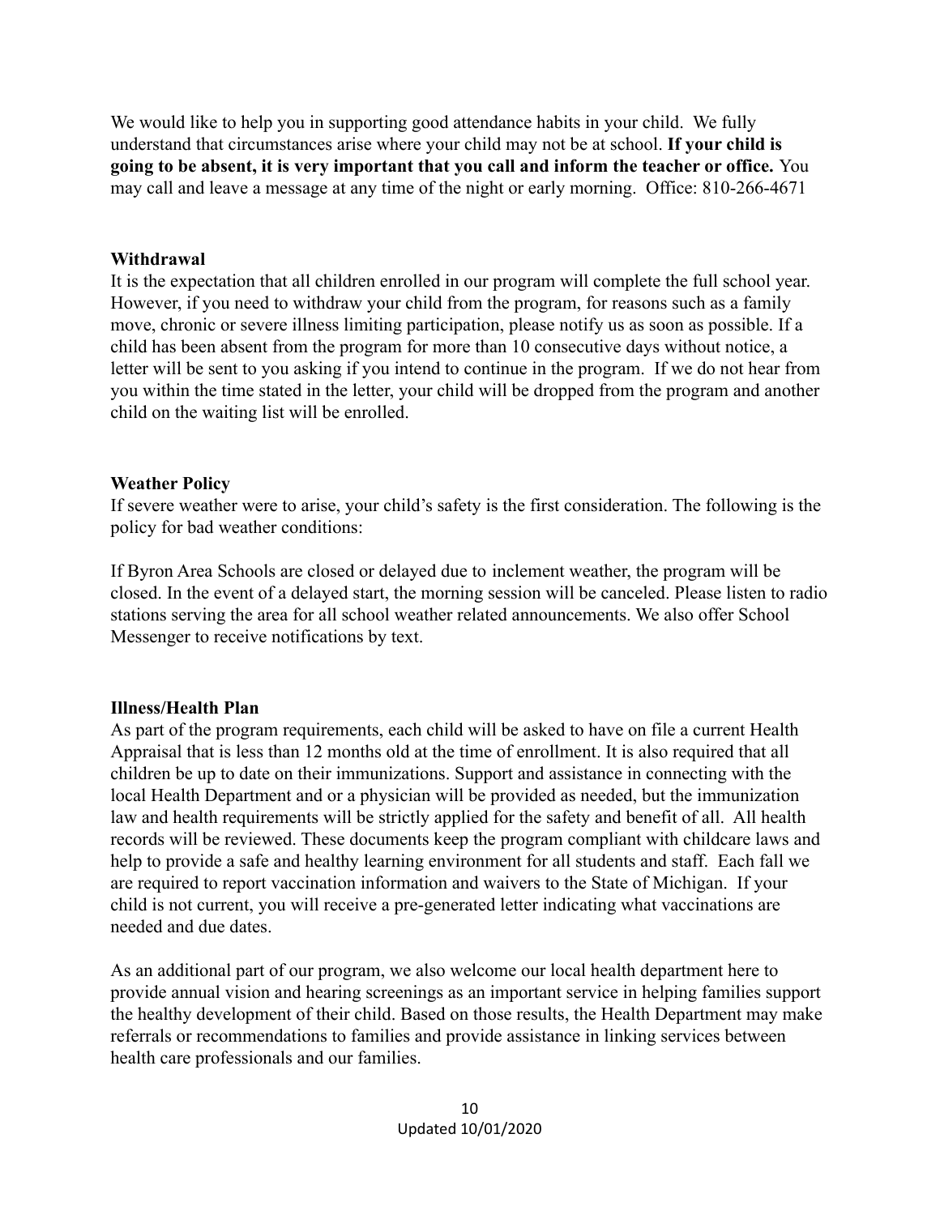We would like to help you in supporting good attendance habits in your child. We fully understand that circumstances arise where your child may not be at school. **If your child is going to be absent, it is very important that you call and inform the teacher or office.** You may call and leave a message at any time of the night or early morning. Office: 810-266-4671

### Withdrawal

It is the expectation that all children enrolled in our program will complete the full school year. However, if you need to withdraw your child from the program, for reasons such as a family move, chronic or severe illness limiting participation, please notify us as soon as possible. If a child has been absent from the program for more than 10 consecutive days without notice, a letter will be sent to you asking if you intend to continue in the program. If we do not hear from you within the time stated in the letter, your child will be dropped from the program and another child on the waiting list will be enrolled.

### Weather Policy

If severe weather were to arise, your child's safety is the first consideration. The following is the policy for bad weather conditions:

If Byron Area Schools are closed or delayed due to inclement weather, the program will be closed. In the event of a delayed start, the morning session will be canceled. Please listen to radio stations serving the area for all school weather related announcements. We also offer School Messenger to receive notifications by text.

### Illness/Health Plan

As part of the program requirements, each child will be asked to have on file a current Health Appraisal that is less than 12 months old at the time of enrollment. It is also required that all children be up to date on their immunizations. Support and assistance in connecting with the local Health Department and or a physician will be provided as needed, but the immunization law and health requirements will be strictly applied for the safety and benefit of all. All health records will be reviewed. These documents keep the program compliant with childcare laws and help to provide a safe and healthy learning environment for all students and staff. Each fall we are required to report vaccination information and waivers to the State of Michigan. If your child is not current, you will receive a pre-generated letter indicating what vaccinations are needed and due dates.

As an additional part of our program, we also welcome our local health department here to provide annual vision and hearing screenings as an important service in helping families support the healthy development of their child. Based on those results, the Health Department may make referrals or recommendations to families and provide assistance in linking services between health care professionals and our families.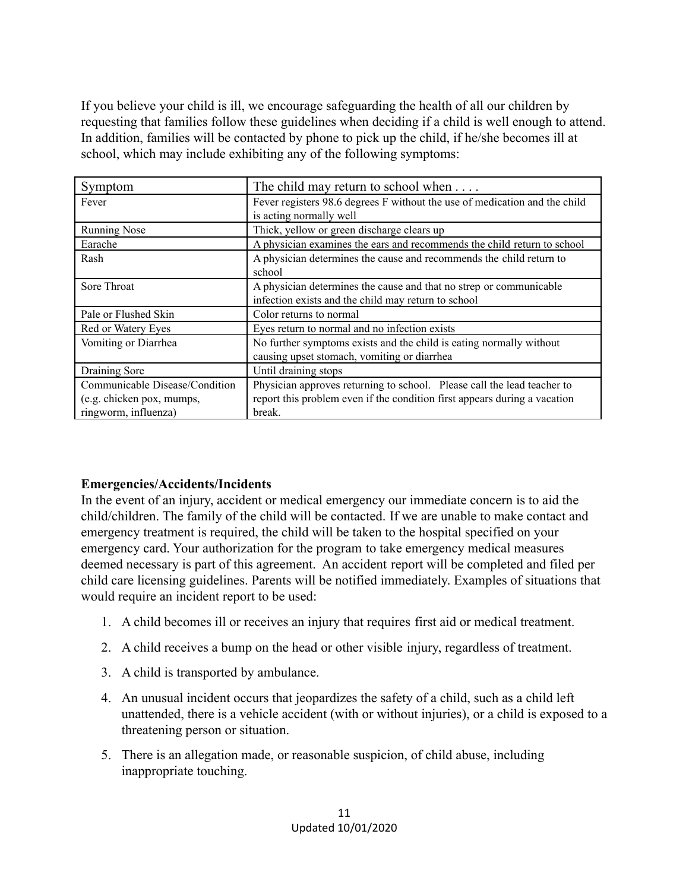If you believe your child is ill, we encourage safeguarding the health of all our children by requesting that families follow these guidelines when deciding if a child is well enough to attend. In addition, families will be contacted by phone to pick up the child, if he/she becomes ill at school, which may include exhibiting any of the following symptoms:

| Symptom | The child may return to school when . . . . |
| --- | --- |
| Fever | Fever registers 98.6 degrees F without the use of medication and the child is acting normally well |
| Running Nose | Thick, yellow or green discharge clears up |
| Earache | A physician examines the ears and recommends the child return to school |
| Rash | A physician determines the cause and recommends the child return to school |
| Sore Throat | A physician determines the cause and that no strep or communicable infection exists and the child may return to school |
| Pale or Flushed Skin | Color returns to normal |
| Red or Watery Eyes | Eyes return to normal and no infection exists |
| Vomiting or Diarrhea | No further symptoms exists and the child is eating normally without causing upset stomach, vomiting or diarrhea |
| Draining Sore | Until draining stops |
| Communicable Disease/Condition (e.g. chicken pox, mumps, ringworm, influenza) | Physician approves returning to school. Please call the lead teacher to report this problem even if the condition first appears during a vacation break. |

**Emergencies/Accidents/Incidents**

In the event of an injury, accident or medical emergency our immediate concern is to aid the child/children. The family of the child will be contacted. If we are unable to make contact and emergency treatment is required, the child will be taken to the hospital specified on your emergency card. Your authorization for the program to take emergency medical measures deemed necessary is part of this agreement. An accident report will be completed and filed per child care licensing guidelines. Parents will be notified immediately. Examples of situations that would require an incident report to be used:

1. A child becomes ill or receives an injury that requires first aid or medical treatment.
2. A child receives a bump on the head or other visible injury, regardless of treatment.
3. A child is transported by ambulance.
4. An unusual incident occurs that jeopardizes the safety of a child, such as a child left unattended, there is a vehicle accident (with or without injuries), or a child is exposed to a threatening person or situation.
5. There is an allegation made, or reasonable suspicion, of child abuse, including inappropriate touching.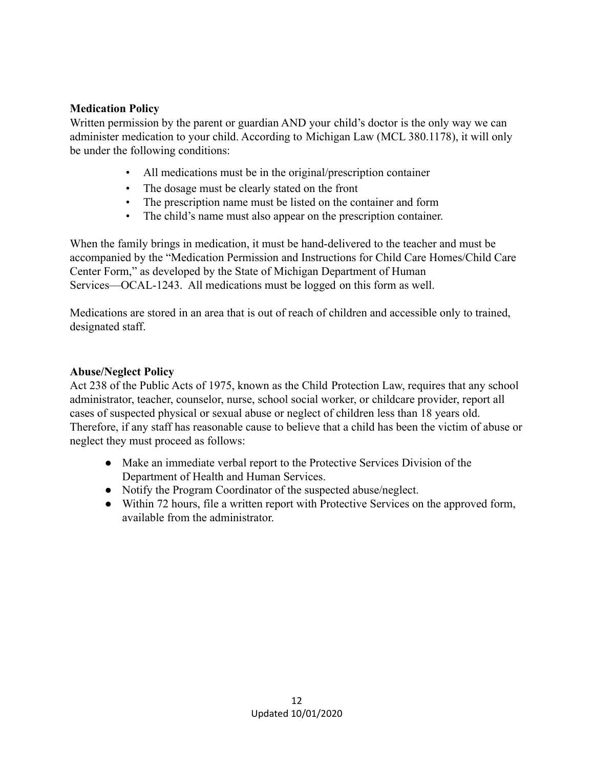**Medication Policy**

Written permission by the parent or guardian AND your child's doctor is the only way we can administer medication to your child. According to Michigan Law (MCL 380.1178), it will only be under the following conditions:

- All medications must be in the original/prescription container
- The dosage must be clearly stated on the front
- The prescription name must be listed on the container and form
- The child's name must also appear on the prescription container.

When the family brings in medication, it must be hand-delivered to the teacher and must be accompanied by the "Medication Permission and Instructions for Child Care Homes/Child Care Center Form," as developed by the State of Michigan Department of Human Services—OCAL-1243. All medications must be logged on this form as well.

Medications are stored in an area that is out of reach of children and accessible only to trained, designated staff.

**Abuse/Neglect Policy**

Act 238 of the Public Acts of 1975, known as the Child Protection Law, requires that any school administrator, teacher, counselor, nurse, school social worker, or childcare provider, report all cases of suspected physical or sexual abuse or neglect of children less than 18 years old. Therefore, if any staff has reasonable cause to believe that a child has been the victim of abuse or neglect they must proceed as follows:

- Make an immediate verbal report to the Protective Services Division of the Department of Health and Human Services.
- Notify the Program Coordinator of the suspected abuse/neglect.
- Within 72 hours, file a written report with Protective Services on the approved form, available from the administrator.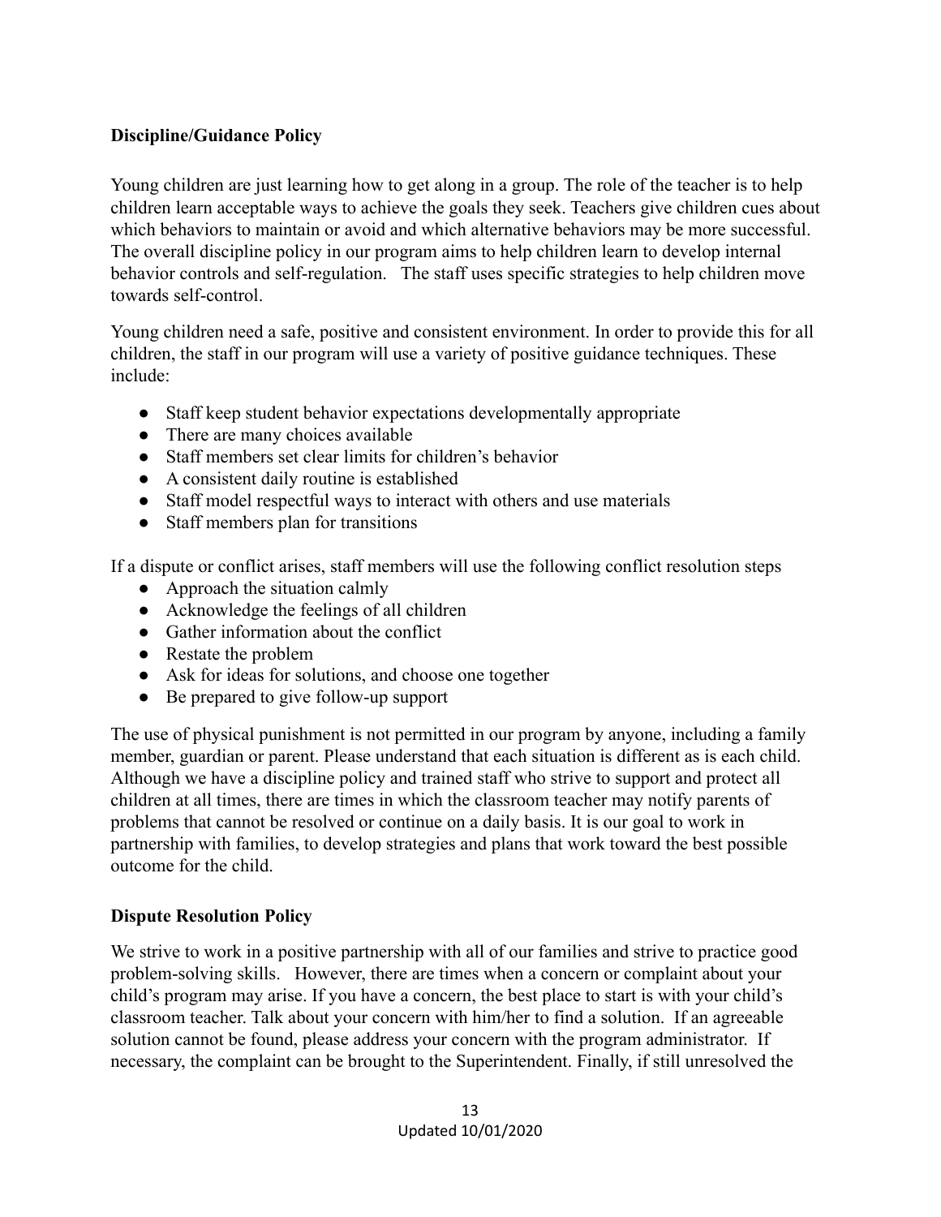**Discipline/Guidance Policy**

Young children are just learning how to get along in a group. The role of the teacher is to help children learn acceptable ways to achieve the goals they seek. Teachers give children cues about which behaviors to maintain or avoid and which alternative behaviors may be more successful. The overall discipline policy in our program aims to help children learn to develop internal behavior controls and self-regulation. The staff uses specific strategies to help children move towards self-control.

Young children need a safe, positive and consistent environment. In order to provide this for all children, the staff in our program will use a variety of positive guidance techniques. These include:

- Staff keep student behavior expectations developmentally appropriate
- There are many choices available
- Staff members set clear limits for children's behavior
- A consistent daily routine is established
- Staff model respectful ways to interact with others and use materials
- Staff members plan for transitions

If a dispute or conflict arises, staff members will use the following conflict resolution steps

- Approach the situation calmly
- Acknowledge the feelings of all children
- Gather information about the conflict
- Restate the problem
- Ask for ideas for solutions, and choose one together
- Be prepared to give follow-up support

The use of physical punishment is not permitted in our program by anyone, including a family member, guardian or parent. Please understand that each situation is different as is each child. Although we have a discipline policy and trained staff who strive to support and protect all children at all times, there are times in which the classroom teacher may notify parents of problems that cannot be resolved or continue on a daily basis. It is our goal to work in partnership with families, to develop strategies and plans that work toward the best possible outcome for the child.

**Dispute Resolution Policy**

We strive to work in a positive partnership with all of our families and strive to practice good problem-solving skills. However, there are times when a concern or complaint about your child's program may arise. If you have a concern, the best place to start is with your child's classroom teacher. Talk about your concern with him/her to find a solution. If an agreeable solution cannot be found, please address your concern with the program administrator. If necessary, the complaint can be brought to the Superintendent. Finally, if still unresolved the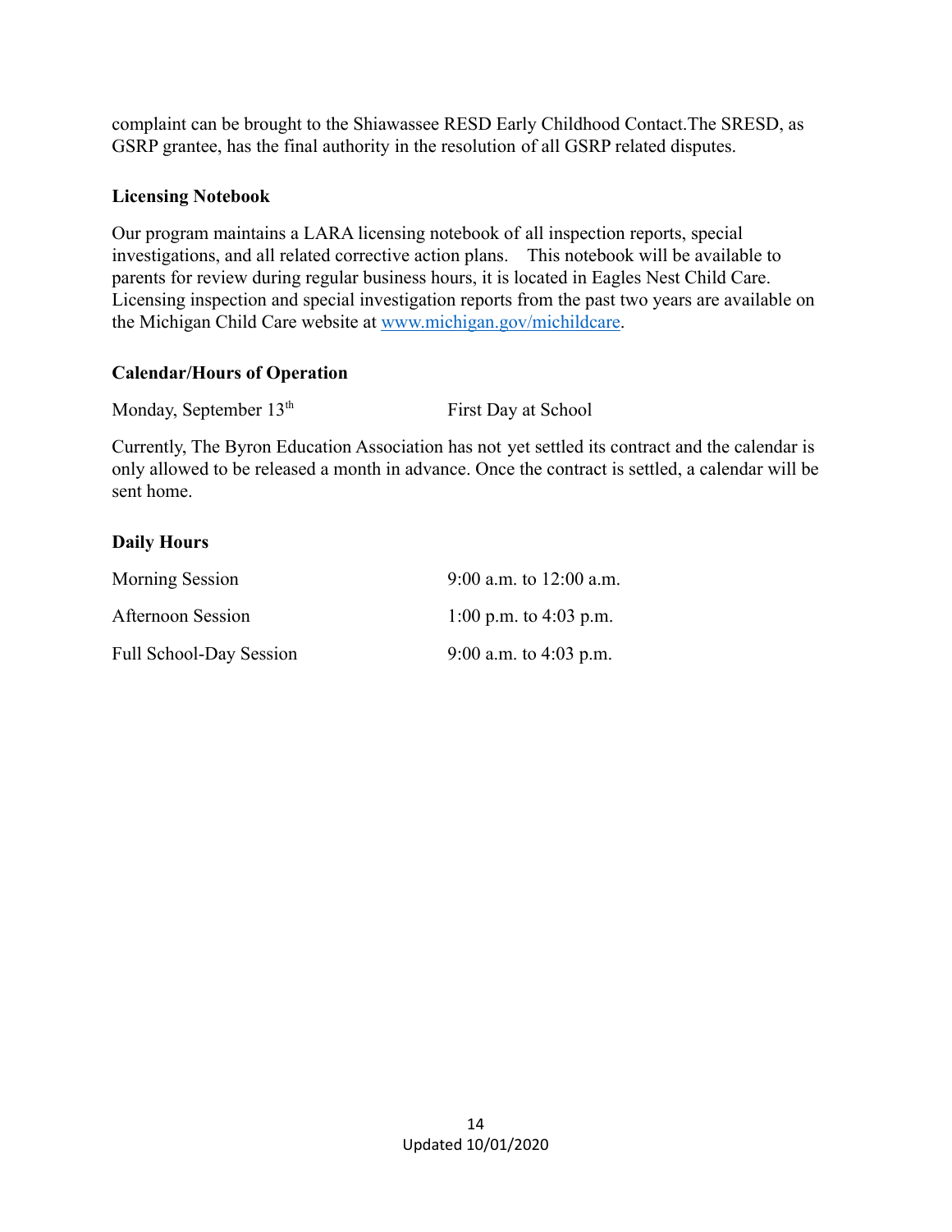complaint can be brought to the Shiawassee RESD Early Childhood Contact.The SRESD, as GSRP grantee, has the final authority in the resolution of all GSRP related disputes.

**Licensing Notebook**

Our program maintains a LARA licensing notebook of all inspection reports, special investigations, and all related corrective action plans. This notebook will be available to parents for review during regular business hours, it is located in Eagles Nest Child Care. Licensing inspection and special investigation reports from the past two years are available on the Michigan Child Care website at [www.michigan.gov/michildcare](www.michigan.gov/michildcare).

**Calendar/Hours of Operation**

| | |
|---|---|
| Monday, September 13th | First Day at School |

Currently, The Byron Education Association has not yet settled its contract and the calendar is only allowed to be released a month in advance. Once the contract is settled, a calendar will be sent home.

**Daily Hours**

| | |
|---|---|
| Morning Session | 9:00 a.m. to 12:00 a.m. |
| Afternoon Session | 1:00 p.m. to 4:03 p.m. |
| Full School-Day Session | 9:00 a.m. to 4:03 p.m. |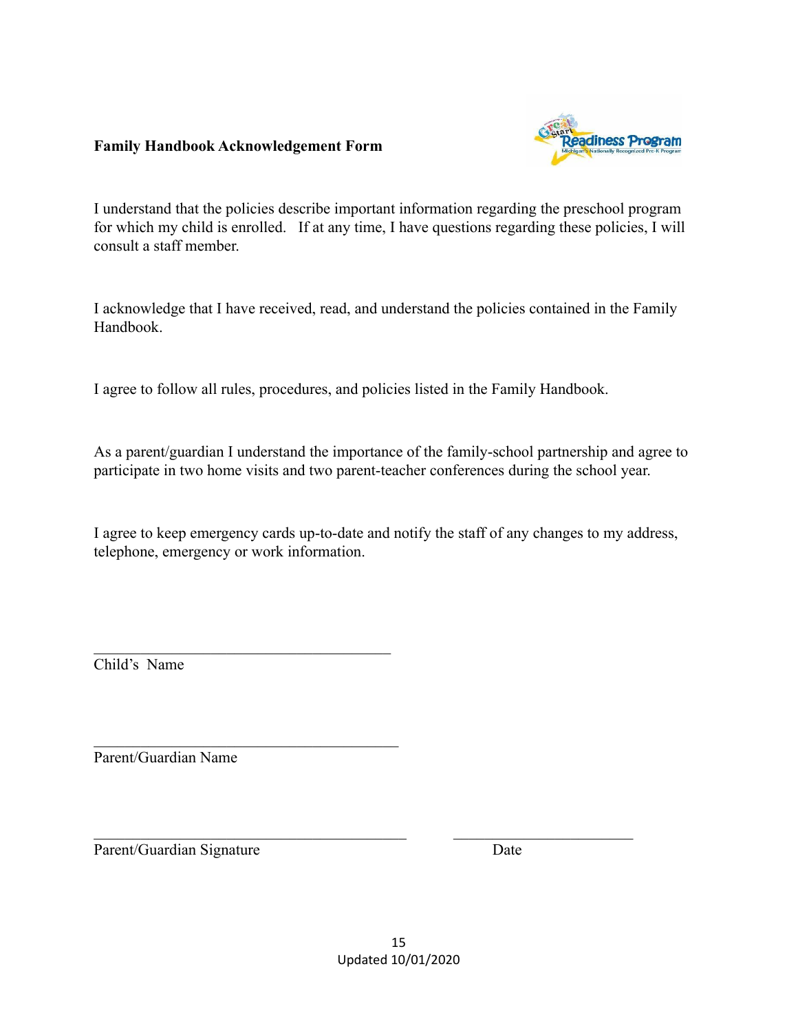**Family Handbook Acknowledgement Form**

I understand that the policies describe important information regarding the preschool program for which my child is enrolled. If at any time, I have questions regarding these policies, I will consult a staff member.

I acknowledge that I have received, read, and understand the policies contained in the Family Handbook.

I agree to follow all rules, procedures, and policies listed in the Family Handbook.

As a parent/guardian I understand the importance of the family-school partnership and agree to participate in two home visits and two parent-teacher conferences during the school year.

I agree to keep emergency cards up-to-date and notify the staff of any changes to my address, telephone, emergency or work information.

\_\_\_\_\_\_\_\_\_\_\_\_\_\_\_\_\_\_\_\_\_\_\_\_\_\_\_\_\_\_\_\_\_\_\_\_\_\_\_

Child's Name

\_\_\_\_\_\_\_\_\_\_\_\_\_\_\_\_\_\_\_\_\_\_\_\_\_\_\_\_\_\_\_\_\_\_\_\_\_\_\_

Parent/Guardian Name

\_\_\_\_\_\_\_\_\_\_\_\_\_\_\_\_\_\_\_\_\_\_\_\_\_\_\_\_\_\_\_\_\_\_\_\_\_\_\_ \_\_\_\_\_\_\_\_\_\_\_\_\_\_\_\_\_\_\_\_\_\_\_

Parent/Guardian Signature Date

Updated 10/01/2020